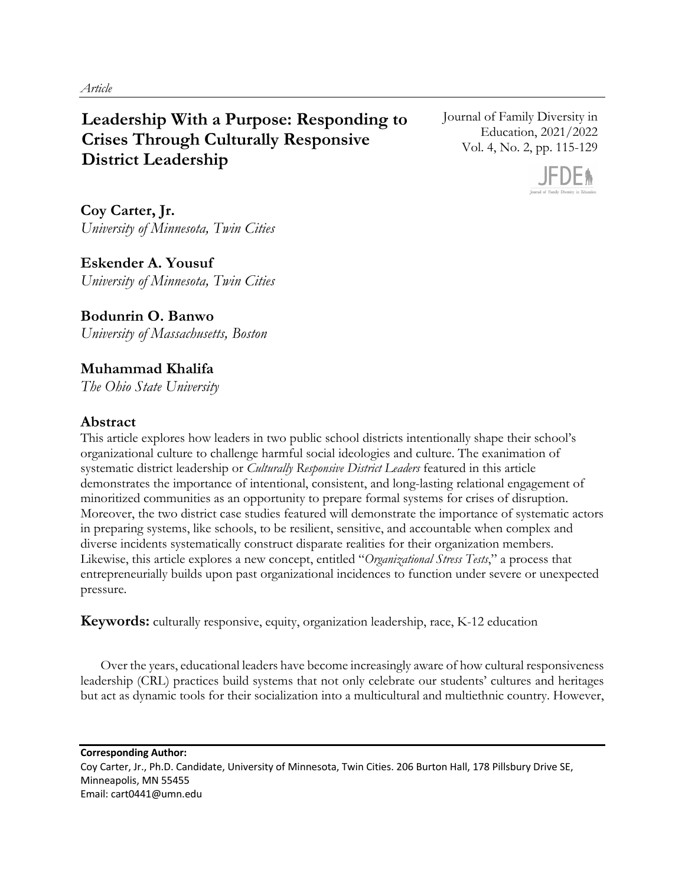*Article*

# Leadership With a Purpose: Responding to Crises Through Culturally Responsive District Leadership

Journal of Family Diversity in Education, 2021/2022
Vol. 4, No. 2, pp. 115-129

**Coy Carter, Jr.**
*University of Minnesota, Twin Cities*

**Eskender A. Yousuf**
*University of Minnesota, Twin Cities*

**Bodunrin O. Banwo**
*University of Massachusetts, Boston*

**Muhammad Khalifa**
*The Ohio State University*

## Abstract

This article explores how leaders in two public school districts intentionally shape their school's organizational culture to challenge harmful social ideologies and culture. The exanimation of systematic district leadership or *Culturally Responsive District Leaders* featured in this article demonstrates the importance of intentional, consistent, and long-lasting relational engagement of minoritized communities as an opportunity to prepare formal systems for crises of disruption. Moreover, the two district case studies featured will demonstrate the importance of systematic actors in preparing systems, like schools, to be resilient, sensitive, and accountable when complex and diverse incidents systematically construct disparate realities for their organization members. Likewise, this article explores a new concept, entitled "*Organizational Stress Tests*," a process that entrepreneurially builds upon past organizational incidences to function under severe or unexpected pressure.

**Keywords:** culturally responsive, equity, organization leadership, race, K-12 education

Over the years, educational leaders have become increasingly aware of how cultural responsiveness leadership (CRL) practices build systems that not only celebrate our students' cultures and heritages but act as dynamic tools for their socialization into a multicultural and multiethnic country. However,

**Corresponding Author:**
Coy Carter, Jr., Ph.D. Candidate, University of Minnesota, Twin Cities. 206 Burton Hall, 178 Pillsbury Drive SE, Minneapolis, MN 55455
Email: cart0441@umn.edu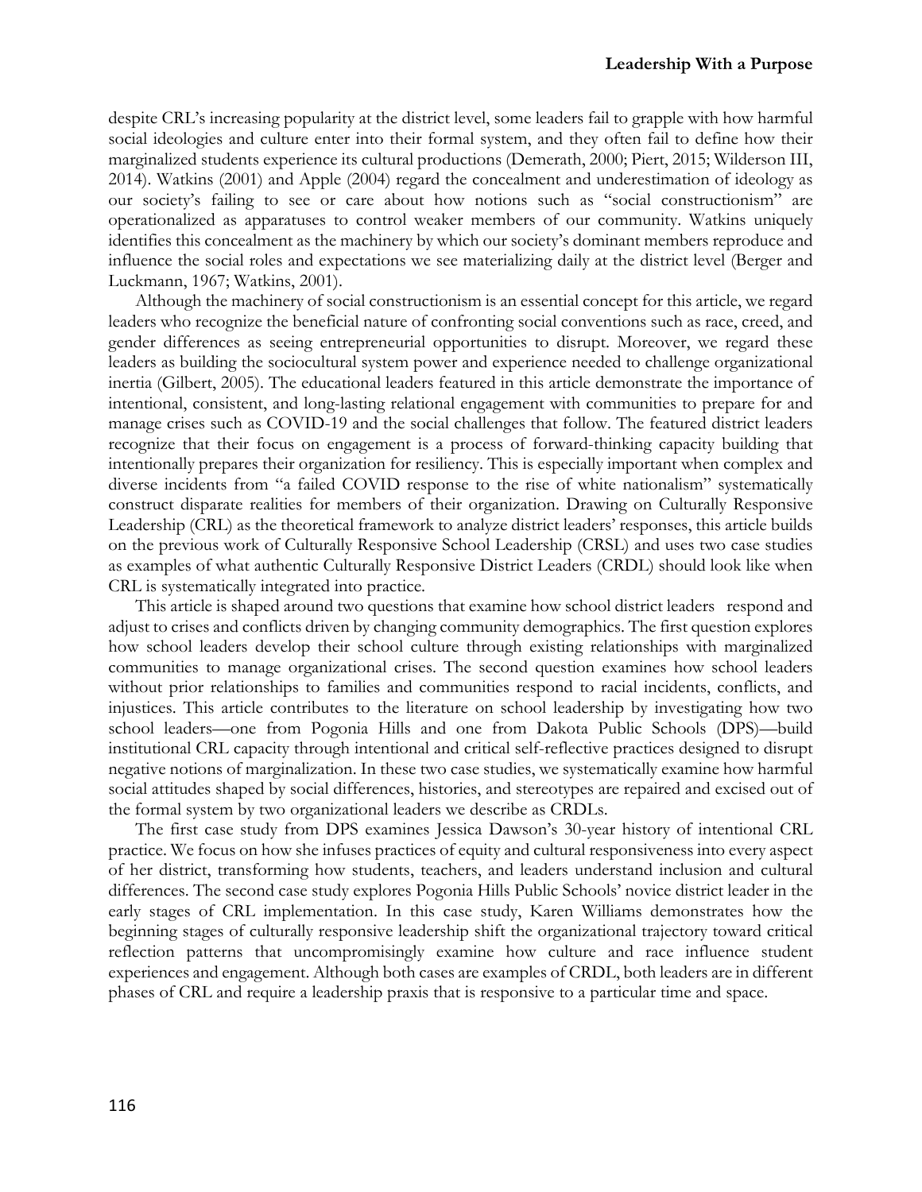despite CRL's increasing popularity at the district level, some leaders fail to grapple with how harmful social ideologies and culture enter into their formal system, and they often fail to define how their marginalized students experience its cultural productions (Demerath, 2000; Piert, 2015; Wilderson III, 2014). Watkins (2001) and Apple (2004) regard the concealment and underestimation of ideology as our society's failing to see or care about how notions such as "social constructionism" are operationalized as apparatuses to control weaker members of our community. Watkins uniquely identifies this concealment as the machinery by which our society's dominant members reproduce and influence the social roles and expectations we see materializing daily at the district level (Berger and Luckmann, 1967; Watkins, 2001).

Although the machinery of social constructionism is an essential concept for this article, we regard leaders who recognize the beneficial nature of confronting social conventions such as race, creed, and gender differences as seeing entrepreneurial opportunities to disrupt. Moreover, we regard these leaders as building the sociocultural system power and experience needed to challenge organizational inertia (Gilbert, 2005). The educational leaders featured in this article demonstrate the importance of intentional, consistent, and long-lasting relational engagement with communities to prepare for and manage crises such as COVID-19 and the social challenges that follow. The featured district leaders recognize that their focus on engagement is a process of forward-thinking capacity building that intentionally prepares their organization for resiliency. This is especially important when complex and diverse incidents from "a failed COVID response to the rise of white nationalism" systematically construct disparate realities for members of their organization. Drawing on Culturally Responsive Leadership (CRL) as the theoretical framework to analyze district leaders' responses, this article builds on the previous work of Culturally Responsive School Leadership (CRSL) and uses two case studies as examples of what authentic Culturally Responsive District Leaders (CRDL) should look like when CRL is systematically integrated into practice.

This article is shaped around two questions that examine how school district leaders respond and adjust to crises and conflicts driven by changing community demographics. The first question explores how school leaders develop their school culture through existing relationships with marginalized communities to manage organizational crises. The second question examines how school leaders without prior relationships to families and communities respond to racial incidents, conflicts, and injustices. This article contributes to the literature on school leadership by investigating how two school leaders—one from Pogonia Hills and one from Dakota Public Schools (DPS)—build institutional CRL capacity through intentional and critical self-reflective practices designed to disrupt negative notions of marginalization. In these two case studies, we systematically examine how harmful social attitudes shaped by social differences, histories, and stereotypes are repaired and excised out of the formal system by two organizational leaders we describe as CRDLs.

The first case study from DPS examines Jessica Dawson's 30-year history of intentional CRL practice. We focus on how she infuses practices of equity and cultural responsiveness into every aspect of her district, transforming how students, teachers, and leaders understand inclusion and cultural differences. The second case study explores Pogonia Hills Public Schools' novice district leader in the early stages of CRL implementation. In this case study, Karen Williams demonstrates how the beginning stages of culturally responsive leadership shift the organizational trajectory toward critical reflection patterns that uncompromisingly examine how culture and race influence student experiences and engagement. Although both cases are examples of CRDL, both leaders are in different phases of CRL and require a leadership praxis that is responsive to a particular time and space.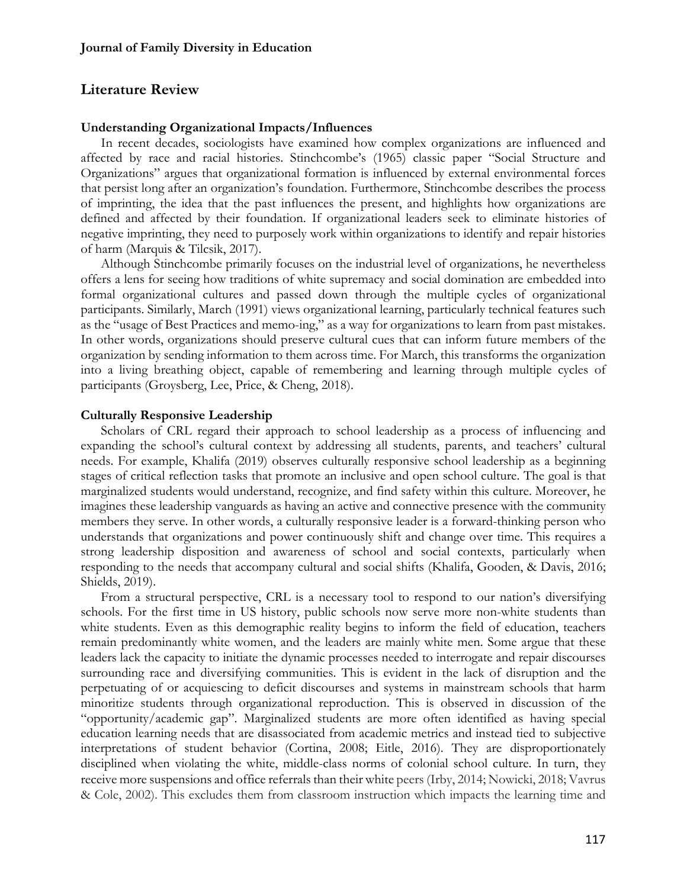## Literature Review

### Understanding Organizational Impacts/Influences

In recent decades, sociologists have examined how complex organizations are influenced and affected by race and racial histories. Stinchcombe's (1965) classic paper "Social Structure and Organizations" argues that organizational formation is influenced by external environmental forces that persist long after an organization's foundation. Furthermore, Stinchcombe describes the process of imprinting, the idea that the past influences the present, and highlights how organizations are defined and affected by their foundation. If organizational leaders seek to eliminate histories of negative imprinting, they need to purposely work within organizations to identify and repair histories of harm (Marquis & Tilcsik, 2017).

Although Stinchcombe primarily focuses on the industrial level of organizations, he nevertheless offers a lens for seeing how traditions of white supremacy and social domination are embedded into formal organizational cultures and passed down through the multiple cycles of organizational participants. Similarly, March (1991) views organizational learning, particularly technical features such as the "usage of Best Practices and memo-ing," as a way for organizations to learn from past mistakes. In other words, organizations should preserve cultural cues that can inform future members of the organization by sending information to them across time. For March, this transforms the organization into a living breathing object, capable of remembering and learning through multiple cycles of participants (Groysberg, Lee, Price, & Cheng, 2018).

### Culturally Responsive Leadership

Scholars of CRL regard their approach to school leadership as a process of influencing and expanding the school's cultural context by addressing all students, parents, and teachers' cultural needs. For example, Khalifa (2019) observes culturally responsive school leadership as a beginning stages of critical reflection tasks that promote an inclusive and open school culture. The goal is that marginalized students would understand, recognize, and find safety within this culture. Moreover, he imagines these leadership vanguards as having an active and connective presence with the community members they serve. In other words, a culturally responsive leader is a forward-thinking person who understands that organizations and power continuously shift and change over time. This requires a strong leadership disposition and awareness of school and social contexts, particularly when responding to the needs that accompany cultural and social shifts (Khalifa, Gooden, & Davis, 2016; Shields, 2019).

From a structural perspective, CRL is a necessary tool to respond to our nation's diversifying schools. For the first time in US history, public schools now serve more non-white students than white students. Even as this demographic reality begins to inform the field of education, teachers remain predominantly white women, and the leaders are mainly white men. Some argue that these leaders lack the capacity to initiate the dynamic processes needed to interrogate and repair discourses surrounding race and diversifying communities. This is evident in the lack of disruption and the perpetuating of or acquiescing to deficit discourses and systems in mainstream schools that harm minoritize students through organizational reproduction. This is observed in discussion of the "opportunity/academic gap". Marginalized students are more often identified as having special education learning needs that are disassociated from academic metrics and instead tied to subjective interpretations of student behavior (Cortina, 2008; Eitle, 2016). They are disproportionately disciplined when violating the white, middle-class norms of colonial school culture. In turn, they receive more suspensions and office referrals than their white peers (Irby, 2014; Nowicki, 2018; Vavrus & Cole, 2002). This excludes them from classroom instruction which impacts the learning time and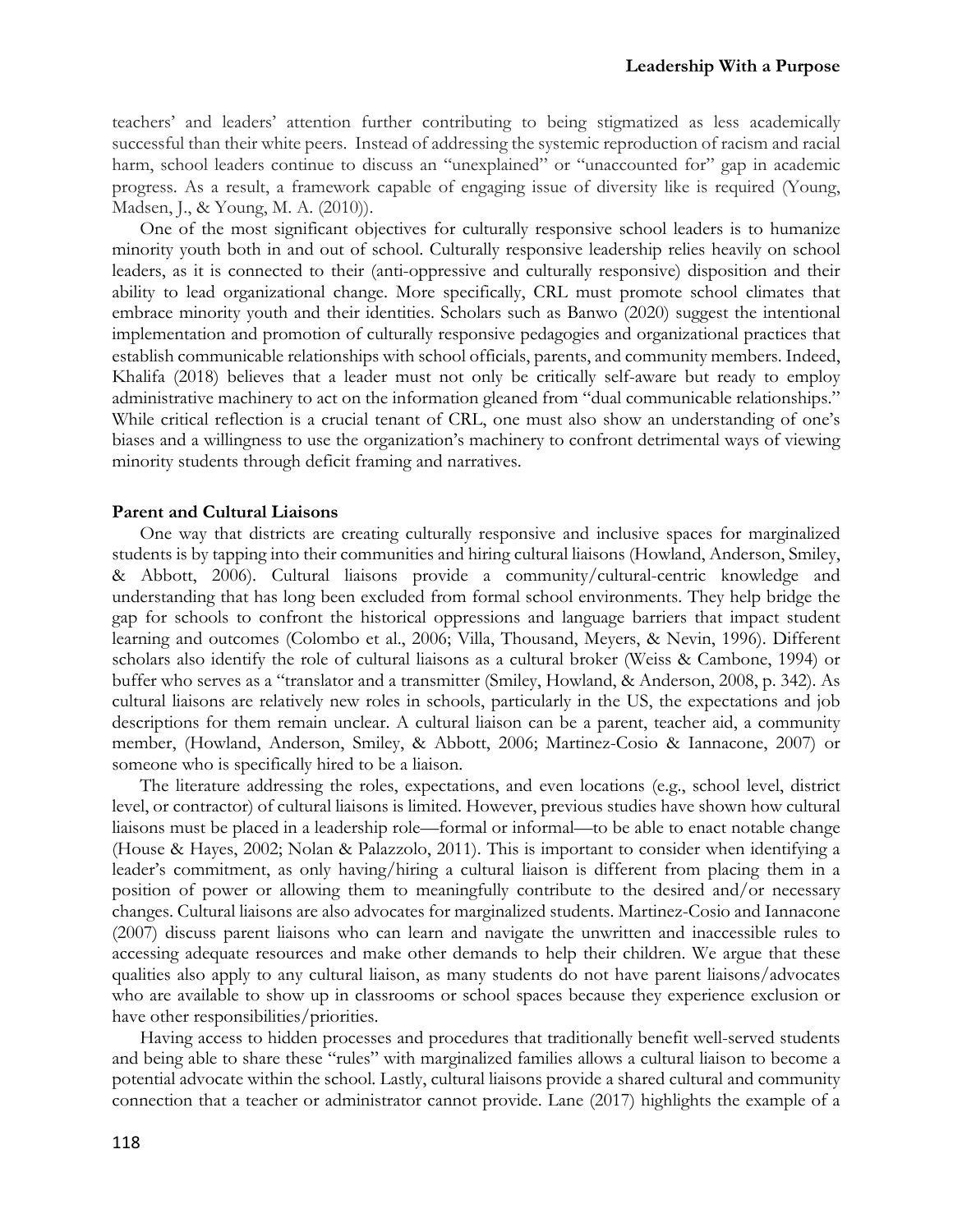teachers' and leaders' attention further contributing to being stigmatized as less academically successful than their white peers. Instead of addressing the systemic reproduction of racism and racial harm, school leaders continue to discuss an "unexplained" or "unaccounted for" gap in academic progress. As a result, a framework capable of engaging issue of diversity like is required (Young, Madsen, J., & Young, M. A. (2010)).

One of the most significant objectives for culturally responsive school leaders is to humanize minority youth both in and out of school. Culturally responsive leadership relies heavily on school leaders, as it is connected to their (anti-oppressive and culturally responsive) disposition and their ability to lead organizational change. More specifically, CRL must promote school climates that embrace minority youth and their identities. Scholars such as Banwo (2020) suggest the intentional implementation and promotion of culturally responsive pedagogies and organizational practices that establish communicable relationships with school officials, parents, and community members. Indeed, Khalifa (2018) believes that a leader must not only be critically self-aware but ready to employ administrative machinery to act on the information gleaned from "dual communicable relationships." While critical reflection is a crucial tenant of CRL, one must also show an understanding of one's biases and a willingness to use the organization's machinery to confront detrimental ways of viewing minority students through deficit framing and narratives.

**Parent and Cultural Liaisons**

One way that districts are creating culturally responsive and inclusive spaces for marginalized students is by tapping into their communities and hiring cultural liaisons (Howland, Anderson, Smiley, & Abbott, 2006). Cultural liaisons provide a community/cultural-centric knowledge and understanding that has long been excluded from formal school environments. They help bridge the gap for schools to confront the historical oppressions and language barriers that impact student learning and outcomes (Colombo et al., 2006; Villa, Thousand, Meyers, & Nevin, 1996). Different scholars also identify the role of cultural liaisons as a cultural broker (Weiss & Cambone, 1994) or buffer who serves as a "translator and a transmitter (Smiley, Howland, & Anderson, 2008, p. 342). As cultural liaisons are relatively new roles in schools, particularly in the US, the expectations and job descriptions for them remain unclear. A cultural liaison can be a parent, teacher aid, a community member, (Howland, Anderson, Smiley, & Abbott, 2006; Martinez-Cosio & Iannacone, 2007) or someone who is specifically hired to be a liaison.

The literature addressing the roles, expectations, and even locations (e.g., school level, district level, or contractor) of cultural liaisons is limited. However, previous studies have shown how cultural liaisons must be placed in a leadership role—formal or informal—to be able to enact notable change (House & Hayes, 2002; Nolan & Palazzolo, 2011). This is important to consider when identifying a leader's commitment, as only having/hiring a cultural liaison is different from placing them in a position of power or allowing them to meaningfully contribute to the desired and/or necessary changes. Cultural liaisons are also advocates for marginalized students. Martinez-Cosio and Iannacone (2007) discuss parent liaisons who can learn and navigate the unwritten and inaccessible rules to accessing adequate resources and make other demands to help their children. We argue that these qualities also apply to any cultural liaison, as many students do not have parent liaisons/advocates who are available to show up in classrooms or school spaces because they experience exclusion or have other responsibilities/priorities.

Having access to hidden processes and procedures that traditionally benefit well-served students and being able to share these "rules" with marginalized families allows a cultural liaison to become a potential advocate within the school. Lastly, cultural liaisons provide a shared cultural and community connection that a teacher or administrator cannot provide. Lane (2017) highlights the example of a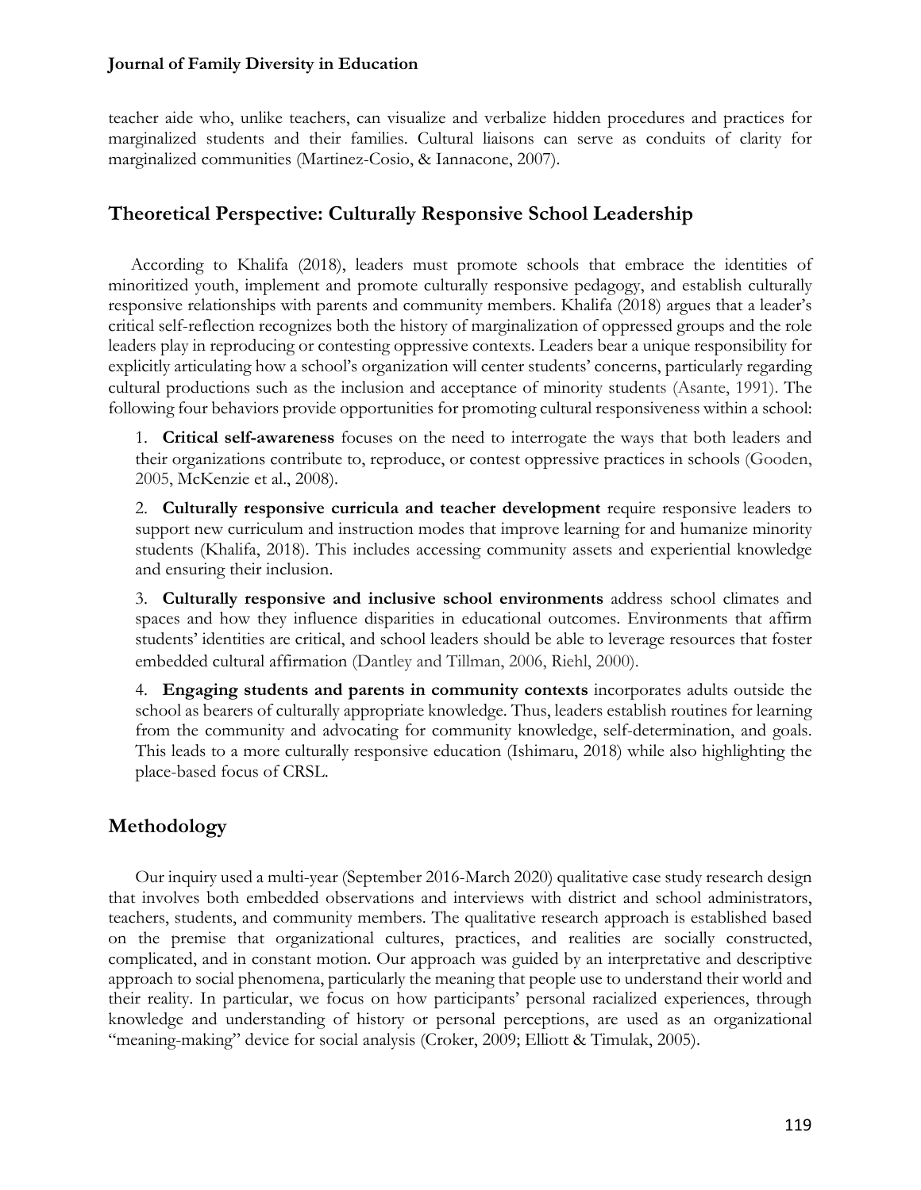teacher aide who, unlike teachers, can visualize and verbalize hidden procedures and practices for marginalized students and their families. Cultural liaisons can serve as conduits of clarity for marginalized communities (Martinez-Cosio, & Iannacone, 2007).

## Theoretical Perspective: Culturally Responsive School Leadership

According to Khalifa (2018), leaders must promote schools that embrace the identities of minoritized youth, implement and promote culturally responsive pedagogy, and establish culturally responsive relationships with parents and community members. Khalifa (2018) argues that a leader's critical self-reflection recognizes both the history of marginalization of oppressed groups and the role leaders play in reproducing or contesting oppressive contexts. Leaders bear a unique responsibility for explicitly articulating how a school's organization will center students' concerns, particularly regarding cultural productions such as the inclusion and acceptance of minority students (Asante, 1991). The following four behaviors provide opportunities for promoting cultural responsiveness within a school:

1. **Critical self-awareness** focuses on the need to interrogate the ways that both leaders and their organizations contribute to, reproduce, or contest oppressive practices in schools (Gooden, 2005, McKenzie et al., 2008).
2. **Culturally responsive curricula and teacher development** require responsive leaders to support new curriculum and instruction modes that improve learning for and humanize minority students (Khalifa, 2018). This includes accessing community assets and experiential knowledge and ensuring their inclusion.
3. **Culturally responsive and inclusive school environments** address school climates and spaces and how they influence disparities in educational outcomes. Environments that affirm students' identities are critical, and school leaders should be able to leverage resources that foster embedded cultural affirmation (Dantley and Tillman, 2006, Riehl, 2000).
4. **Engaging students and parents in community contexts** incorporates adults outside the school as bearers of culturally appropriate knowledge. Thus, leaders establish routines for learning from the community and advocating for community knowledge, self-determination, and goals. This leads to a more culturally responsive education (Ishimaru, 2018) while also highlighting the place-based focus of CRSL.

## Methodology

Our inquiry used a multi-year (September 2016-March 2020) qualitative case study research design that involves both embedded observations and interviews with district and school administrators, teachers, students, and community members. The qualitative research approach is established based on the premise that organizational cultures, practices, and realities are socially constructed, complicated, and in constant motion. Our approach was guided by an interpretative and descriptive approach to social phenomena, particularly the meaning that people use to understand their world and their reality. In particular, we focus on how participants' personal racialized experiences, through knowledge and understanding of history or personal perceptions, are used as an organizational "meaning-making" device for social analysis (Croker, 2009; Elliott & Timulak, 2005).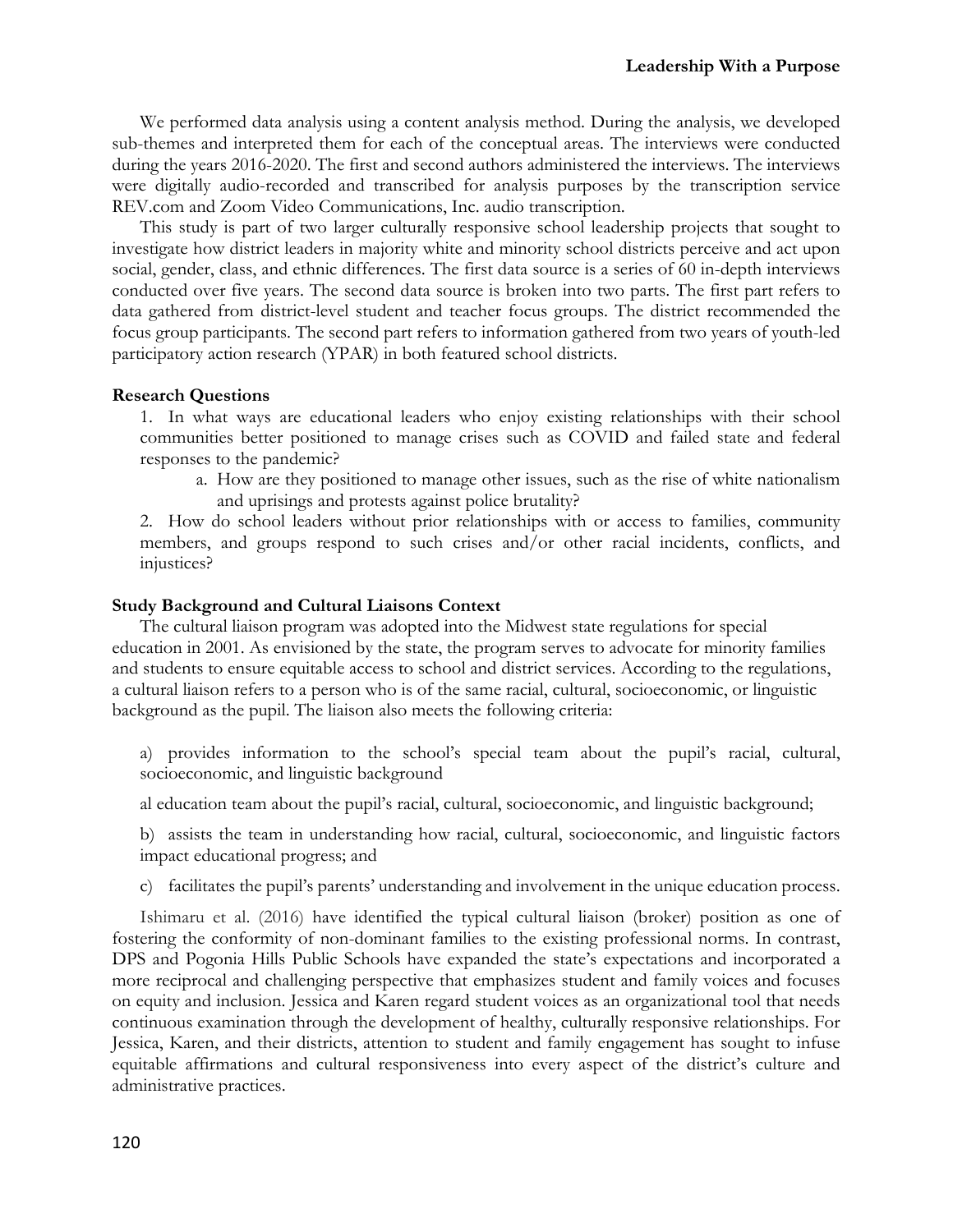We performed data analysis using a content analysis method. During the analysis, we developed sub-themes and interpreted them for each of the conceptual areas. The interviews were conducted during the years 2016-2020. The first and second authors administered the interviews. The interviews were digitally audio-recorded and transcribed for analysis purposes by the transcription service REV.com and Zoom Video Communications, Inc. audio transcription.

This study is part of two larger culturally responsive school leadership projects that sought to investigate how district leaders in majority white and minority school districts perceive and act upon social, gender, class, and ethnic differences. The first data source is a series of 60 in-depth interviews conducted over five years. The second data source is broken into two parts. The first part refers to data gathered from district-level student and teacher focus groups. The district recommended the focus group participants. The second part refers to information gathered from two years of youth-led participatory action research (YPAR) in both featured school districts.

**Research Questions**

1. In what ways are educational leaders who enjoy existing relationships with their school communities better positioned to manage crises such as COVID and failed state and federal responses to the pandemic?
    a. How are they positioned to manage other issues, such as the rise of white nationalism and uprisings and protests against police brutality?
2. How do school leaders without prior relationships with or access to families, community members, and groups respond to such crises and/or other racial incidents, conflicts, and injustices?

**Study Background and Cultural Liaisons Context**

The cultural liaison program was adopted into the Midwest state regulations for special education in 2001. As envisioned by the state, the program serves to advocate for minority families and students to ensure equitable access to school and district services. According to the regulations, a cultural liaison refers to a person who is of the same racial, cultural, socioeconomic, or linguistic background as the pupil. The liaison also meets the following criteria:

a) provides information to the school's special team about the pupil's racial, cultural, socioeconomic, and linguistic background

al education team about the pupil's racial, cultural, socioeconomic, and linguistic background;

b) assists the team in understanding how racial, cultural, socioeconomic, and linguistic factors impact educational progress; and

c) facilitates the pupil's parents' understanding and involvement in the unique education process.

Ishimaru et al. (2016) have identified the typical cultural liaison (broker) position as one of fostering the conformity of non-dominant families to the existing professional norms. In contrast, DPS and Pogonia Hills Public Schools have expanded the state's expectations and incorporated a more reciprocal and challenging perspective that emphasizes student and family voices and focuses on equity and inclusion. Jessica and Karen regard student voices as an organizational tool that needs continuous examination through the development of healthy, culturally responsive relationships. For Jessica, Karen, and their districts, attention to student and family engagement has sought to infuse equitable affirmations and cultural responsiveness into every aspect of the district's culture and administrative practices.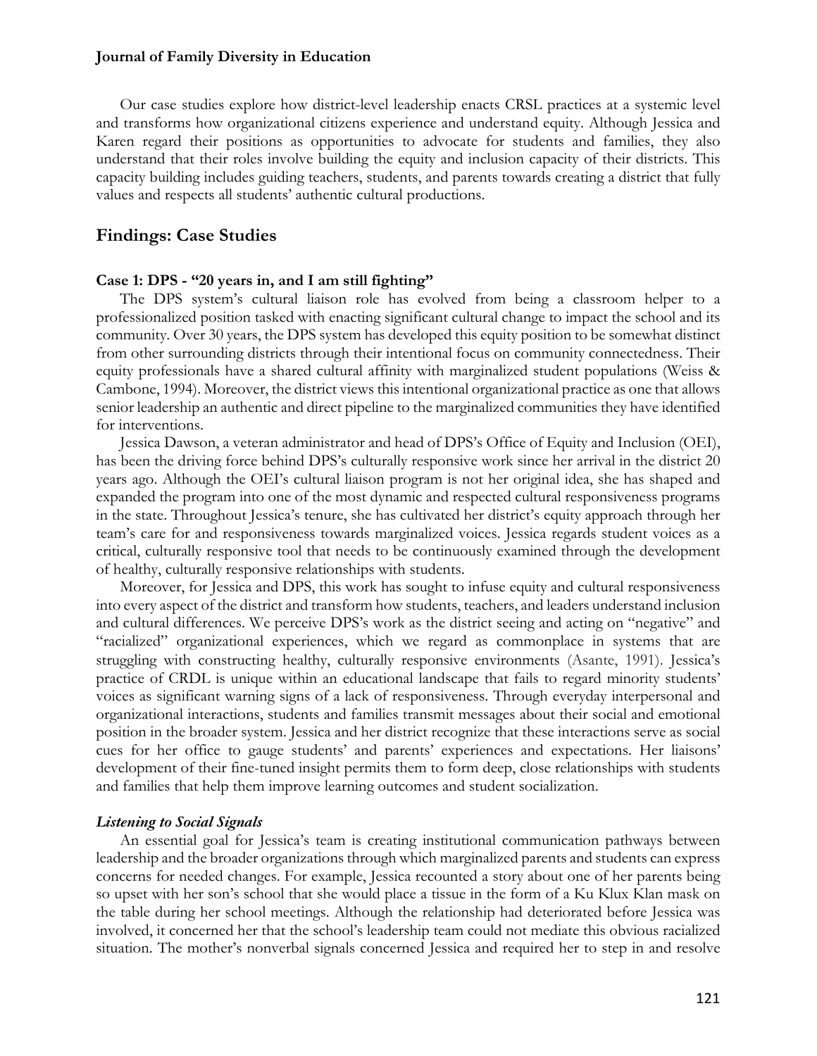Our case studies explore how district-level leadership enacts CRSL practices at a systemic level and transforms how organizational citizens experience and understand equity. Although Jessica and Karen regard their positions as opportunities to advocate for students and families, they also understand that their roles involve building the equity and inclusion capacity of their districts. This capacity building includes guiding teachers, students, and parents towards creating a district that fully values and respects all students' authentic cultural productions.

## Findings: Case Studies

### Case 1: DPS - "20 years in, and I am still fighting"

The DPS system's cultural liaison role has evolved from being a classroom helper to a professionalized position tasked with enacting significant cultural change to impact the school and its community. Over 30 years, the DPS system has developed this equity position to be somewhat distinct from other surrounding districts through their intentional focus on community connectedness. Their equity professionals have a shared cultural affinity with marginalized student populations (Weiss & Cambone, 1994). Moreover, the district views this intentional organizational practice as one that allows senior leadership an authentic and direct pipeline to the marginalized communities they have identified for interventions.

Jessica Dawson, a veteran administrator and head of DPS's Office of Equity and Inclusion (OEI), has been the driving force behind DPS's culturally responsive work since her arrival in the district 20 years ago. Although the OEI's cultural liaison program is not her original idea, she has shaped and expanded the program into one of the most dynamic and respected cultural responsiveness programs in the state. Throughout Jessica's tenure, she has cultivated her district's equity approach through her team's care for and responsiveness towards marginalized voices. Jessica regards student voices as a critical, culturally responsive tool that needs to be continuously examined through the development of healthy, culturally responsive relationships with students.

Moreover, for Jessica and DPS, this work has sought to infuse equity and cultural responsiveness into every aspect of the district and transform how students, teachers, and leaders understand inclusion and cultural differences. We perceive DPS's work as the district seeing and acting on "negative" and "racialized" organizational experiences, which we regard as commonplace in systems that are struggling with constructing healthy, culturally responsive environments (Asante, 1991). Jessica's practice of CRDL is unique within an educational landscape that fails to regard minority students' voices as significant warning signs of a lack of responsiveness. Through everyday interpersonal and organizational interactions, students and families transmit messages about their social and emotional position in the broader system. Jessica and her district recognize that these interactions serve as social cues for her office to gauge students' and parents' experiences and expectations. Her liaisons' development of their fine-tuned insight permits them to form deep, close relationships with students and families that help them improve learning outcomes and student socialization.

#### *Listening to Social Signals*

An essential goal for Jessica's team is creating institutional communication pathways between leadership and the broader organizations through which marginalized parents and students can express concerns for needed changes. For example, Jessica recounted a story about one of her parents being so upset with her son's school that she would place a tissue in the form of a Ku Klux Klan mask on the table during her school meetings. Although the relationship had deteriorated before Jessica was involved, it concerned her that the school's leadership team could not mediate this obvious racialized situation. The mother's nonverbal signals concerned Jessica and required her to step in and resolve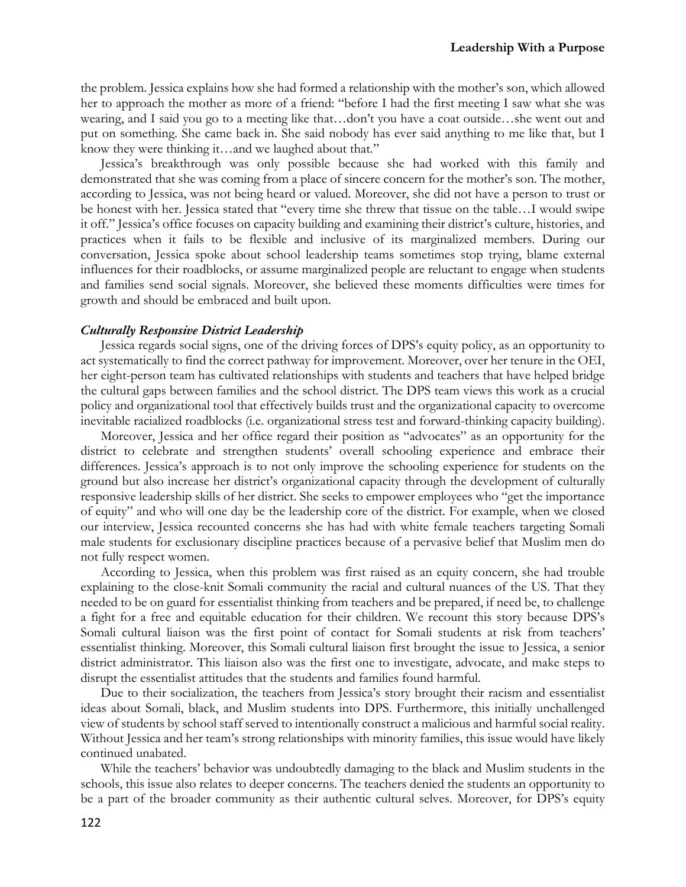the problem. Jessica explains how she had formed a relationship with the mother's son, which allowed her to approach the mother as more of a friend: "before I had the first meeting I saw what she was wearing, and I said you go to a meeting like that…don't you have a coat outside…she went out and put on something. She came back in. She said nobody has ever said anything to me like that, but I know they were thinking it…and we laughed about that."

Jessica's breakthrough was only possible because she had worked with this family and demonstrated that she was coming from a place of sincere concern for the mother's son. The mother, according to Jessica, was not being heard or valued. Moreover, she did not have a person to trust or be honest with her. Jessica stated that "every time she threw that tissue on the table…I would swipe it off." Jessica's office focuses on capacity building and examining their district's culture, histories, and practices when it fails to be flexible and inclusive of its marginalized members. During our conversation, Jessica spoke about school leadership teams sometimes stop trying, blame external influences for their roadblocks, or assume marginalized people are reluctant to engage when students and families send social signals. Moreover, she believed these moments difficulties were times for growth and should be embraced and built upon.

### *Culturally Responsive District Leadership*

Jessica regards social signs, one of the driving forces of DPS's equity policy, as an opportunity to act systematically to find the correct pathway for improvement. Moreover, over her tenure in the OEI, her eight-person team has cultivated relationships with students and teachers that have helped bridge the cultural gaps between families and the school district. The DPS team views this work as a crucial policy and organizational tool that effectively builds trust and the organizational capacity to overcome inevitable racialized roadblocks (i.e. organizational stress test and forward-thinking capacity building).

Moreover, Jessica and her office regard their position as "advocates" as an opportunity for the district to celebrate and strengthen students' overall schooling experience and embrace their differences. Jessica's approach is to not only improve the schooling experience for students on the ground but also increase her district's organizational capacity through the development of culturally responsive leadership skills of her district. She seeks to empower employees who "get the importance of equity" and who will one day be the leadership core of the district. For example, when we closed our interview, Jessica recounted concerns she has had with white female teachers targeting Somali male students for exclusionary discipline practices because of a pervasive belief that Muslim men do not fully respect women.

According to Jessica, when this problem was first raised as an equity concern, she had trouble explaining to the close-knit Somali community the racial and cultural nuances of the US. That they needed to be on guard for essentialist thinking from teachers and be prepared, if need be, to challenge a fight for a free and equitable education for their children. We recount this story because DPS's Somali cultural liaison was the first point of contact for Somali students at risk from teachers' essentialist thinking. Moreover, this Somali cultural liaison first brought the issue to Jessica, a senior district administrator. This liaison also was the first one to investigate, advocate, and make steps to disrupt the essentialist attitudes that the students and families found harmful.

Due to their socialization, the teachers from Jessica's story brought their racism and essentialist ideas about Somali, black, and Muslim students into DPS. Furthermore, this initially unchallenged view of students by school staff served to intentionally construct a malicious and harmful social reality. Without Jessica and her team's strong relationships with minority families, this issue would have likely continued unabated.

While the teachers' behavior was undoubtedly damaging to the black and Muslim students in the schools, this issue also relates to deeper concerns. The teachers denied the students an opportunity to be a part of the broader community as their authentic cultural selves. Moreover, for DPS's equity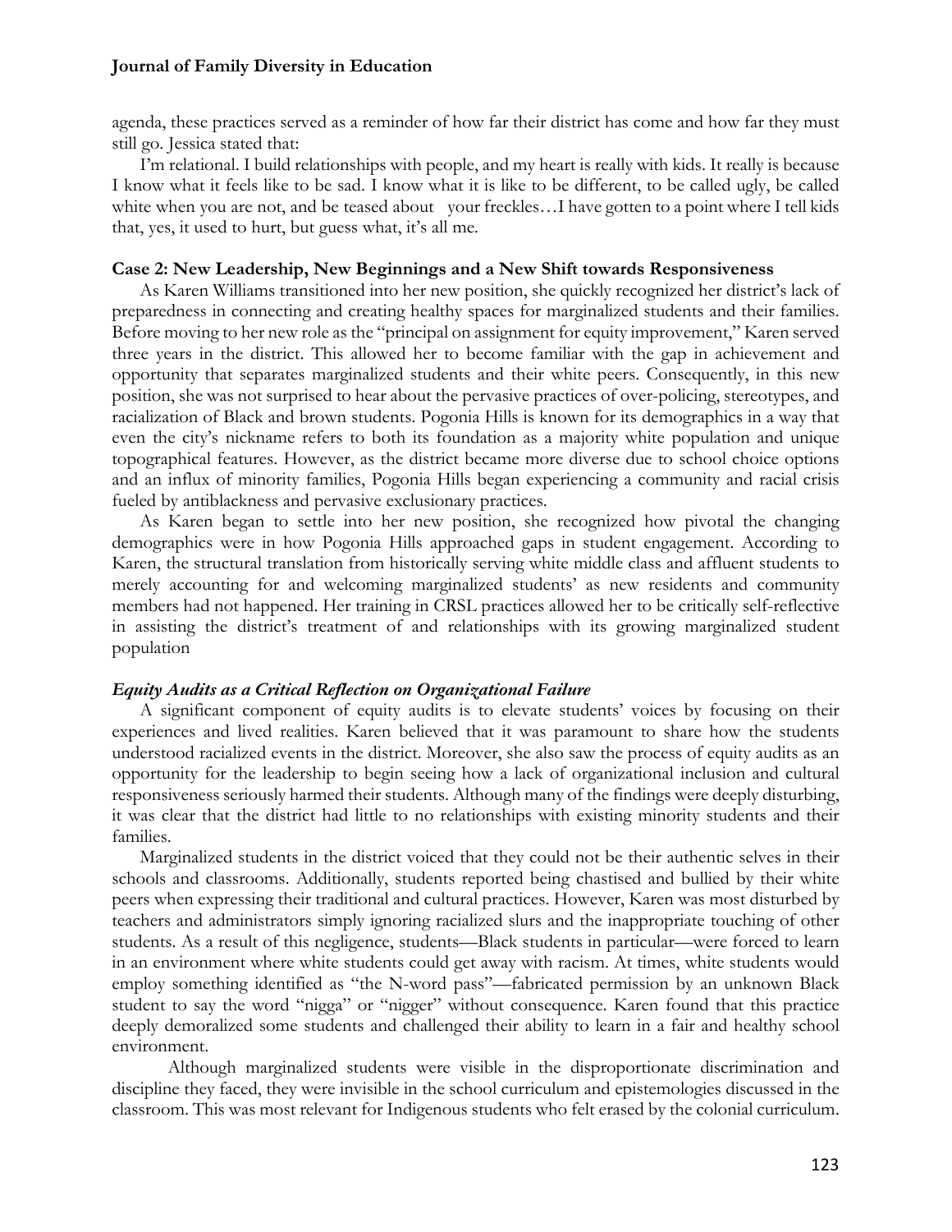agenda, these practices served as a reminder of how far their district has come and how far they must still go. Jessica stated that:

I'm relational. I build relationships with people, and my heart is really with kids. It really is because I know what it feels like to be sad. I know what it is like to be different, to be called ugly, be called white when you are not, and be teased about your freckles…I have gotten to a point where I tell kids that, yes, it used to hurt, but guess what, it's all me.

### Case 2: New Leadership, New Beginnings and a New Shift towards Responsiveness

As Karen Williams transitioned into her new position, she quickly recognized her district's lack of preparedness in connecting and creating healthy spaces for marginalized students and their families. Before moving to her new role as the "principal on assignment for equity improvement," Karen served three years in the district. This allowed her to become familiar with the gap in achievement and opportunity that separates marginalized students and their white peers. Consequently, in this new position, she was not surprised to hear about the pervasive practices of over-policing, stereotypes, and racialization of Black and brown students. Pogonia Hills is known for its demographics in a way that even the city's nickname refers to both its foundation as a majority white population and unique topographical features. However, as the district became more diverse due to school choice options and an influx of minority families, Pogonia Hills began experiencing a community and racial crisis fueled by antiblackness and pervasive exclusionary practices.

As Karen began to settle into her new position, she recognized how pivotal the changing demographics were in how Pogonia Hills approached gaps in student engagement. According to Karen, the structural translation from historically serving white middle class and affluent students to merely accounting for and welcoming marginalized students' as new residents and community members had not happened. Her training in CRSL practices allowed her to be critically self-reflective in assisting the district's treatment of and relationships with its growing marginalized student population

#### *Equity Audits as a Critical Reflection on Organizational Failure*

A significant component of equity audits is to elevate students' voices by focusing on their experiences and lived realities. Karen believed that it was paramount to share how the students understood racialized events in the district. Moreover, she also saw the process of equity audits as an opportunity for the leadership to begin seeing how a lack of organizational inclusion and cultural responsiveness seriously harmed their students. Although many of the findings were deeply disturbing, it was clear that the district had little to no relationships with existing minority students and their families.

Marginalized students in the district voiced that they could not be their authentic selves in their schools and classrooms. Additionally, students reported being chastised and bullied by their white peers when expressing their traditional and cultural practices. However, Karen was most disturbed by teachers and administrators simply ignoring racialized slurs and the inappropriate touching of other students. As a result of this negligence, students—Black students in particular—were forced to learn in an environment where white students could get away with racism. At times, white students would employ something identified as "the N-word pass"—fabricated permission by an unknown Black student to say the word "nigga" or "nigger" without consequence. Karen found that this practice deeply demoralized some students and challenged their ability to learn in a fair and healthy school environment.

Although marginalized students were visible in the disproportionate discrimination and discipline they faced, they were invisible in the school curriculum and epistemologies discussed in the classroom. This was most relevant for Indigenous students who felt erased by the colonial curriculum.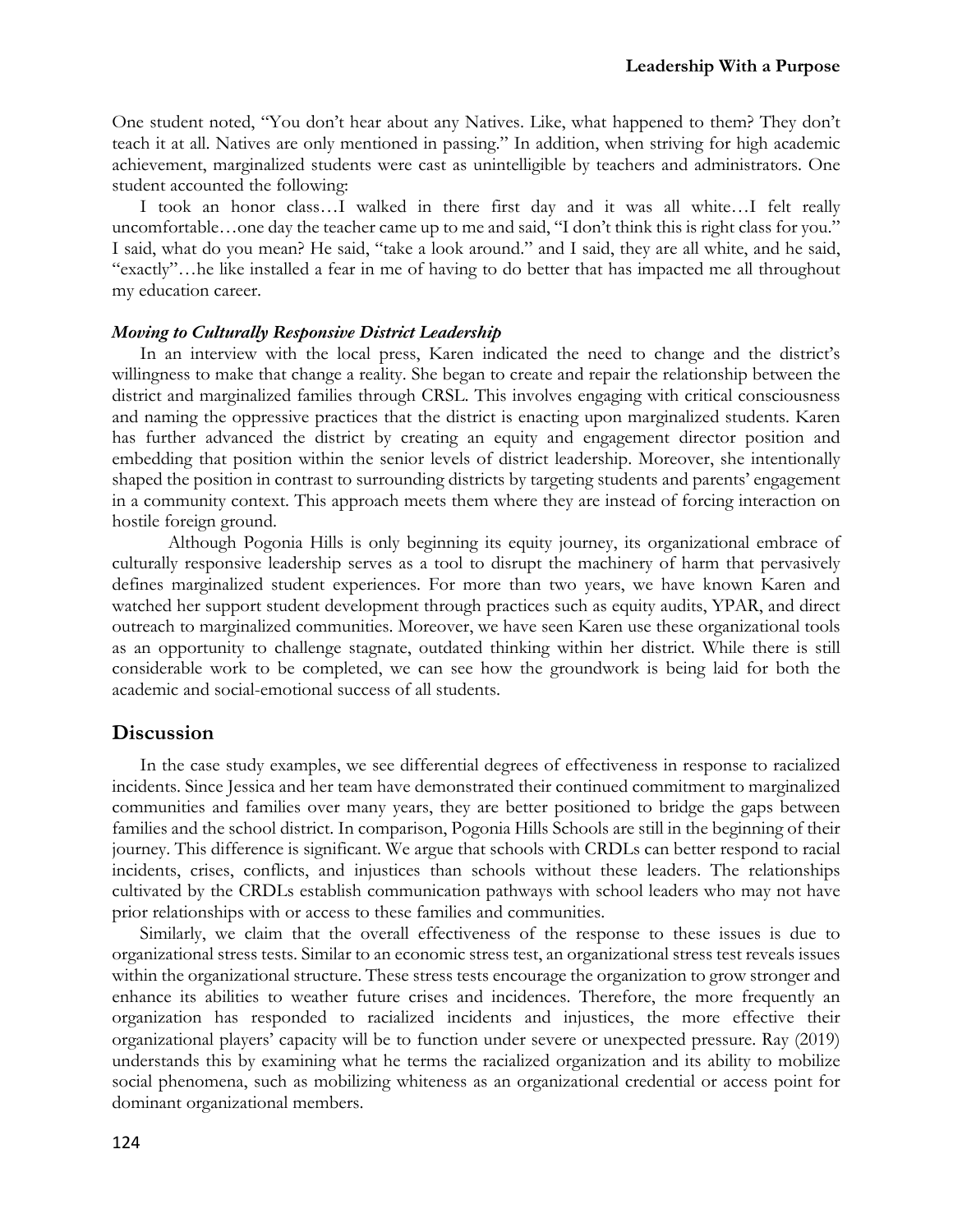One student noted, "You don't hear about any Natives. Like, what happened to them? They don't teach it at all. Natives are only mentioned in passing." In addition, when striving for high academic achievement, marginalized students were cast as unintelligible by teachers and administrators. One student accounted the following:

I took an honor class…I walked in there first day and it was all white…I felt really uncomfortable…one day the teacher came up to me and said, "I don't think this is right class for you." I said, what do you mean? He said, "take a look around." and I said, they are all white, and he said, "exactly"…he like installed a fear in me of having to do better that has impacted me all throughout my education career.

#### *Moving to Culturally Responsive District Leadership*

In an interview with the local press, Karen indicated the need to change and the district's willingness to make that change a reality. She began to create and repair the relationship between the district and marginalized families through CRSL. This involves engaging with critical consciousness and naming the oppressive practices that the district is enacting upon marginalized students. Karen has further advanced the district by creating an equity and engagement director position and embedding that position within the senior levels of district leadership. Moreover, she intentionally shaped the position in contrast to surrounding districts by targeting students and parents' engagement in a community context. This approach meets them where they are instead of forcing interaction on hostile foreign ground.

Although Pogonia Hills is only beginning its equity journey, its organizational embrace of culturally responsive leadership serves as a tool to disrupt the machinery of harm that pervasively defines marginalized student experiences. For more than two years, we have known Karen and watched her support student development through practices such as equity audits, YPAR, and direct outreach to marginalized communities. Moreover, we have seen Karen use these organizational tools as an opportunity to challenge stagnate, outdated thinking within her district. While there is still considerable work to be completed, we can see how the groundwork is being laid for both the academic and social-emotional success of all students.

## Discussion

In the case study examples, we see differential degrees of effectiveness in response to racialized incidents. Since Jessica and her team have demonstrated their continued commitment to marginalized communities and families over many years, they are better positioned to bridge the gaps between families and the school district. In comparison, Pogonia Hills Schools are still in the beginning of their journey. This difference is significant. We argue that schools with CRDLs can better respond to racial incidents, crises, conflicts, and injustices than schools without these leaders. The relationships cultivated by the CRDLs establish communication pathways with school leaders who may not have prior relationships with or access to these families and communities.

Similarly, we claim that the overall effectiveness of the response to these issues is due to organizational stress tests. Similar to an economic stress test, an organizational stress test reveals issues within the organizational structure. These stress tests encourage the organization to grow stronger and enhance its abilities to weather future crises and incidences. Therefore, the more frequently an organization has responded to racialized incidents and injustices, the more effective their organizational players' capacity will be to function under severe or unexpected pressure. Ray (2019) understands this by examining what he terms the racialized organization and its ability to mobilize social phenomena, such as mobilizing whiteness as an organizational credential or access point for dominant organizational members.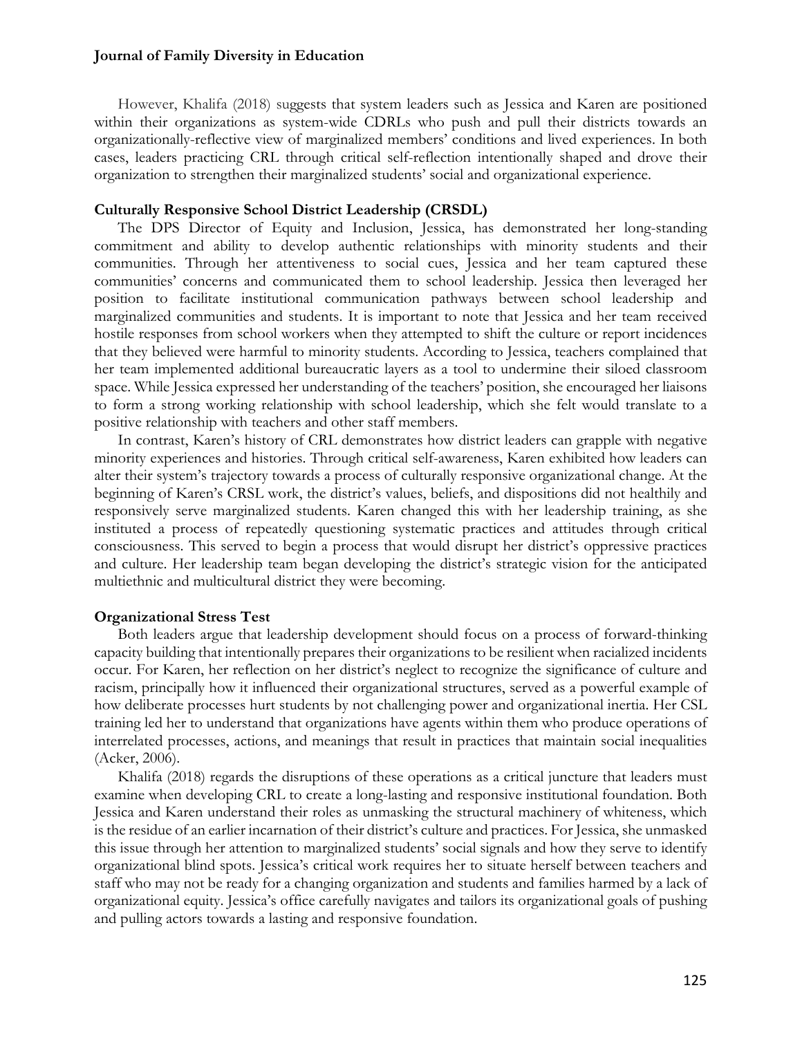However, Khalifa (2018) suggests that system leaders such as Jessica and Karen are positioned within their organizations as system-wide CDRLs who push and pull their districts towards an organizationally-reflective view of marginalized members' conditions and lived experiences. In both cases, leaders practicing CRL through critical self-reflection intentionally shaped and drove their organization to strengthen their marginalized students' social and organizational experience.

### Culturally Responsive School District Leadership (CRSDL)

The DPS Director of Equity and Inclusion, Jessica, has demonstrated her long-standing commitment and ability to develop authentic relationships with minority students and their communities. Through her attentiveness to social cues, Jessica and her team captured these communities' concerns and communicated them to school leadership. Jessica then leveraged her position to facilitate institutional communication pathways between school leadership and marginalized communities and students. It is important to note that Jessica and her team received hostile responses from school workers when they attempted to shift the culture or report incidences that they believed were harmful to minority students. According to Jessica, teachers complained that her team implemented additional bureaucratic layers as a tool to undermine their siloed classroom space. While Jessica expressed her understanding of the teachers' position, she encouraged her liaisons to form a strong working relationship with school leadership, which she felt would translate to a positive relationship with teachers and other staff members.

In contrast, Karen's history of CRL demonstrates how district leaders can grapple with negative minority experiences and histories. Through critical self-awareness, Karen exhibited how leaders can alter their system's trajectory towards a process of culturally responsive organizational change. At the beginning of Karen's CRSL work, the district's values, beliefs, and dispositions did not healthily and responsively serve marginalized students. Karen changed this with her leadership training, as she instituted a process of repeatedly questioning systematic practices and attitudes through critical consciousness. This served to begin a process that would disrupt her district's oppressive practices and culture. Her leadership team began developing the district's strategic vision for the anticipated multiethnic and multicultural district they were becoming.

### Organizational Stress Test

Both leaders argue that leadership development should focus on a process of forward-thinking capacity building that intentionally prepares their organizations to be resilient when racialized incidents occur. For Karen, her reflection on her district's neglect to recognize the significance of culture and racism, principally how it influenced their organizational structures, served as a powerful example of how deliberate processes hurt students by not challenging power and organizational inertia. Her CSL training led her to understand that organizations have agents within them who produce operations of interrelated processes, actions, and meanings that result in practices that maintain social inequalities (Acker, 2006).

Khalifa (2018) regards the disruptions of these operations as a critical juncture that leaders must examine when developing CRL to create a long-lasting and responsive institutional foundation. Both Jessica and Karen understand their roles as unmasking the structural machinery of whiteness, which is the residue of an earlier incarnation of their district's culture and practices. For Jessica, she unmasked this issue through her attention to marginalized students' social signals and how they serve to identify organizational blind spots. Jessica's critical work requires her to situate herself between teachers and staff who may not be ready for a changing organization and students and families harmed by a lack of organizational equity. Jessica's office carefully navigates and tailors its organizational goals of pushing and pulling actors towards a lasting and responsive foundation.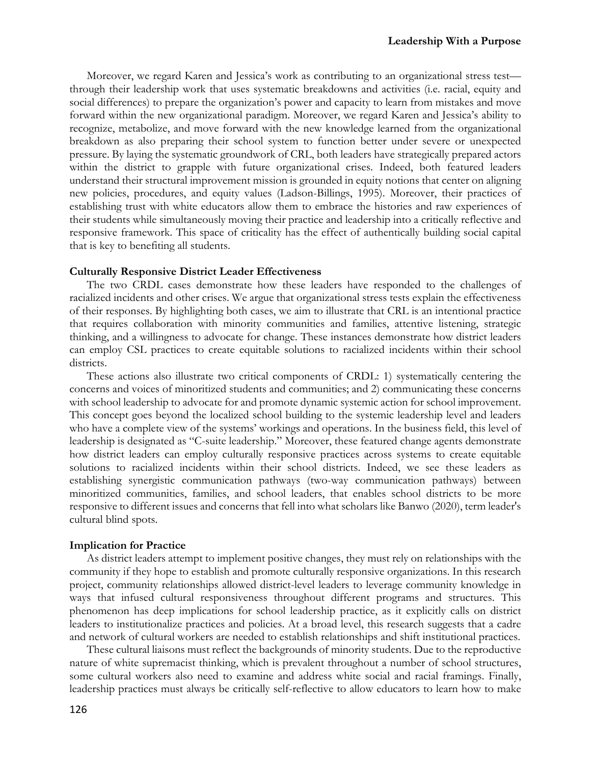Moreover, we regard Karen and Jessica's work as contributing to an organizational stress test—through their leadership work that uses systematic breakdowns and activities (i.e. racial, equity and social differences) to prepare the organization's power and capacity to learn from mistakes and move forward within the new organizational paradigm. Moreover, we regard Karen and Jessica's ability to recognize, metabolize, and move forward with the new knowledge learned from the organizational breakdown as also preparing their school system to function better under severe or unexpected pressure. By laying the systematic groundwork of CRL, both leaders have strategically prepared actors within the district to grapple with future organizational crises. Indeed, both featured leaders understand their structural improvement mission is grounded in equity notions that center on aligning new policies, procedures, and equity values (Ladson-Billings, 1995). Moreover, their practices of establishing trust with white educators allow them to embrace the histories and raw experiences of their students while simultaneously moving their practice and leadership into a critically reflective and responsive framework. This space of criticality has the effect of authentically building social capital that is key to benefiting all students.

**Culturally Responsive District Leader Effectiveness**

The two CRDL cases demonstrate how these leaders have responded to the challenges of racialized incidents and other crises. We argue that organizational stress tests explain the effectiveness of their responses. By highlighting both cases, we aim to illustrate that CRL is an intentional practice that requires collaboration with minority communities and families, attentive listening, strategic thinking, and a willingness to advocate for change. These instances demonstrate how district leaders can employ CSL practices to create equitable solutions to racialized incidents within their school districts.

These actions also illustrate two critical components of CRDL: 1) systematically centering the concerns and voices of minoritized students and communities; and 2) communicating these concerns with school leadership to advocate for and promote dynamic systemic action for school improvement. This concept goes beyond the localized school building to the systemic leadership level and leaders who have a complete view of the systems' workings and operations. In the business field, this level of leadership is designated as "C-suite leadership." Moreover, these featured change agents demonstrate how district leaders can employ culturally responsive practices across systems to create equitable solutions to racialized incidents within their school districts. Indeed, we see these leaders as establishing synergistic communication pathways (two-way communication pathways) between minoritized communities, families, and school leaders, that enables school districts to be more responsive to different issues and concerns that fell into what scholars like Banwo (2020), term leader's cultural blind spots.

**Implication for Practice**

As district leaders attempt to implement positive changes, they must rely on relationships with the community if they hope to establish and promote culturally responsive organizations. In this research project, community relationships allowed district-level leaders to leverage community knowledge in ways that infused cultural responsiveness throughout different programs and structures. This phenomenon has deep implications for school leadership practice, as it explicitly calls on district leaders to institutionalize practices and policies. At a broad level, this research suggests that a cadre and network of cultural workers are needed to establish relationships and shift institutional practices.

These cultural liaisons must reflect the backgrounds of minority students. Due to the reproductive nature of white supremacist thinking, which is prevalent throughout a number of school structures, some cultural workers also need to examine and address white social and racial framings. Finally, leadership practices must always be critically self-reflective to allow educators to learn how to make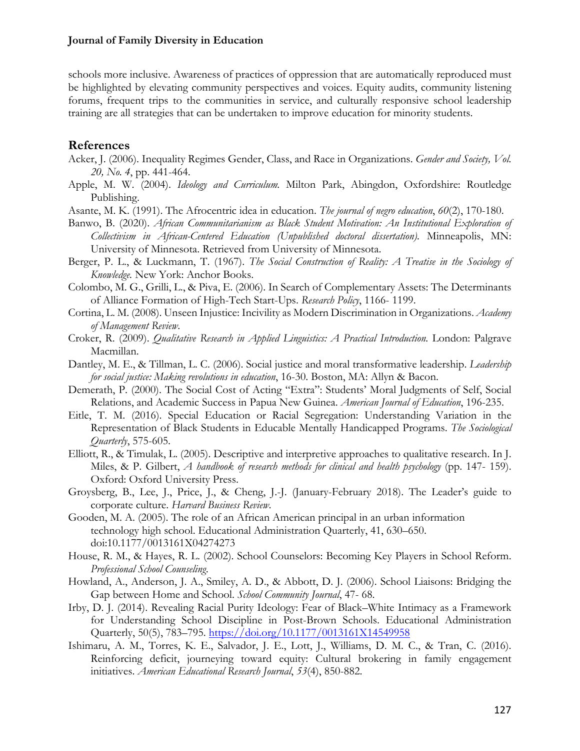schools more inclusive. Awareness of practices of oppression that are automatically reproduced must be highlighted by elevating community perspectives and voices. Equity audits, community listening forums, frequent trips to the communities in service, and culturally responsive school leadership training are all strategies that can be undertaken to improve education for minority students.

## References

Acker, J. (2006). Inequality Regimes Gender, Class, and Race in Organizations. *Gender and Society, Vol. 20, No. 4*, pp. 441-464.

Apple, M. W. (2004). *Ideology and Curriculum.* Milton Park, Abingdon, Oxfordshire: Routledge Publishing.

Asante, M. K. (1991). The Afrocentric idea in education. *The journal of negro education*, *60*(2), 170-180.

Banwo, B. (2020). *African Communitarianism as Black Student Motivation: An Institutional Exploration of Collectivism in African-Centered Education (Unpublished doctoral dissertation).* Minneapolis, MN: University of Minnesota. Retrieved from University of Minnesota.

Berger, P. L., & Luckmann, T. (1967). *The Social Construction of Reality: A Treatise in the Sociology of Knowledge.* New York: Anchor Books.

Colombo, M. G., Grilli, L., & Piva, E. (2006). In Search of Complementary Assets: The Determinants of Alliance Formation of High-Tech Start-Ups. *Research Policy*, 1166- 1199.

Cortina, L. M. (2008). Unseen Injustice: Incivility as Modern Discrimination in Organizations. *Academy of Management Review*.

Croker, R. (2009). *Qualitative Research in Applied Linguistics: A Practical Introduction.* London: Palgrave Macmillan.

Dantley, M. E., & Tillman, L. C. (2006). Social justice and moral transformative leadership. *Leadership for social justice: Making revolutions in education*, 16-30. Boston, MA: Allyn & Bacon.

Demerath, P. (2000). The Social Cost of Acting "Extra": Students' Moral Judgments of Self, Social Relations, and Academic Success in Papua New Guinea. *American Journal of Education*, 196-235.

Eitle, T. M. (2016). Special Education or Racial Segregation: Understanding Variation in the Representation of Black Students in Educable Mentally Handicapped Programs. *The Sociological Quarterly*, 575-605.

Elliott, R., & Timulak, L. (2005). Descriptive and interpretive approaches to qualitative research. In J. Miles, & P. Gilbert, *A handbook of research methods for clinical and health psychology* (pp. 147- 159). Oxford: Oxford University Press.

Groysberg, B., Lee, J., Price, J., & Cheng, J.-J. (January-February 2018). The Leader's guide to corporate culture. *Harvard Business Review*.

Gooden, M. A. (2005). The role of an African American principal in an urban information technology high school. Educational Administration Quarterly, 41, 630–650. doi:10.1177/0013161X04274273

House, R. M., & Hayes, R. L. (2002). School Counselors: Becoming Key Players in School Reform. *Professional School Counseling*.

Howland, A., Anderson, J. A., Smiley, A. D., & Abbott, D. J. (2006). School Liaisons: Bridging the Gap between Home and School. *School Community Journal*, 47- 68.

Irby, D. J. (2014). Revealing Racial Purity Ideology: Fear of Black–White Intimacy as a Framework for Understanding School Discipline in Post-Brown Schools. Educational Administration Quarterly, 50(5), 783–795. https://doi.org/10.1177/0013161X14549958

Ishimaru, A. M., Torres, K. E., Salvador, J. E., Lott, J., Williams, D. M. C., & Tran, C. (2016). Reinforcing deficit, journeying toward equity: Cultural brokering in family engagement initiatives. *American Educational Research Journal*, *53*(4), 850-882.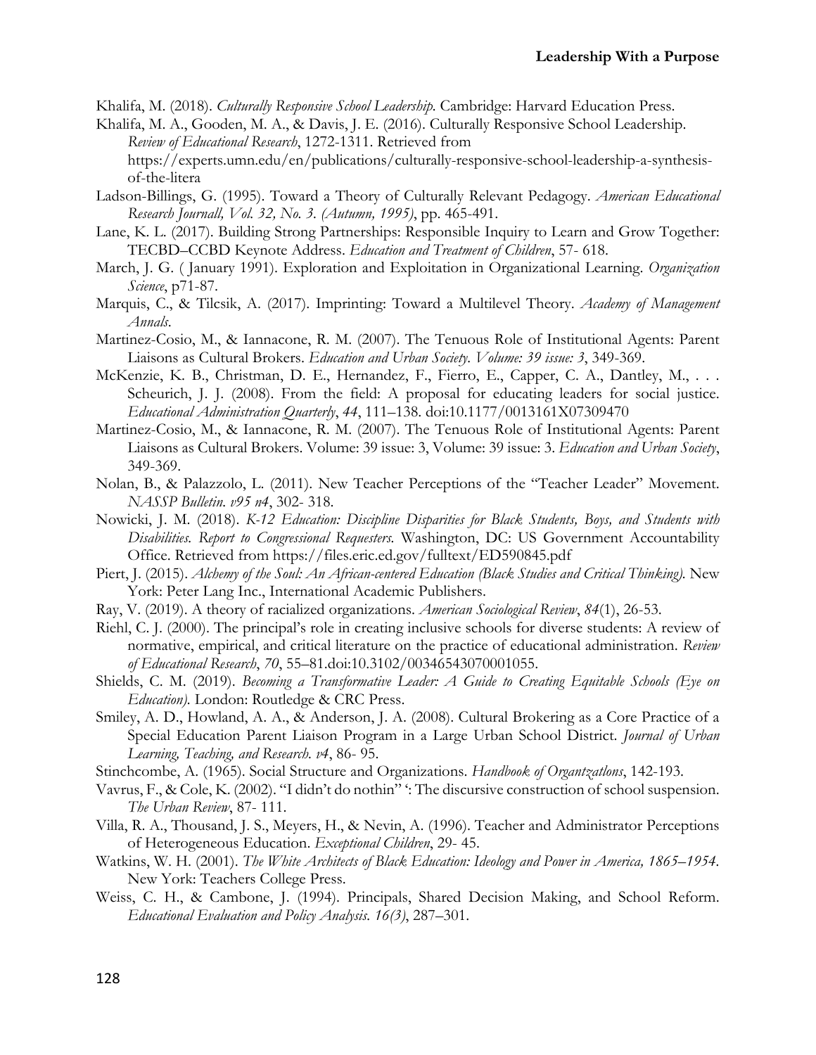Khalifa, M. (2018). *Culturally Responsive School Leadership.* Cambridge: Harvard Education Press.

Khalifa, M. A., Gooden, M. A., & Davis, J. E. (2016). Culturally Responsive School Leadership. *Review of Educational Research*, 1272-1311. Retrieved from https://experts.umn.edu/en/publications/culturally-responsive-school-leadership-a-synthesis-of-the-litera

Ladson-Billings, G. (1995). Toward a Theory of Culturally Relevant Pedagogy. *American Educational Research Journall, Vol. 32, No. 3. (Autumn, 1995)*, pp. 465-491.

Lane, K. L. (2017). Building Strong Partnerships: Responsible Inquiry to Learn and Grow Together: TECBD–CCBD Keynote Address. *Education and Treatment of Children*, 57- 618.

March, J. G. ( January 1991). Exploration and Exploitation in Organizational Learning. *Organization Science*, p71-87.

Marquis, C., & Tilcsik, A. (2017). Imprinting: Toward a Multilevel Theory. *Academy of Management Annals*.

Martinez-Cosio, M., & Iannacone, R. M. (2007). The Tenuous Role of Institutional Agents: Parent Liaisons as Cultural Brokers. *Education and Urban Society. Volume: 39 issue: 3*, 349-369.

McKenzie, K. B., Christman, D. E., Hernandez, F., Fierro, E., Capper, C. A., Dantley, M., . . . Scheurich, J. J. (2008). From the field: A proposal for educating leaders for social justice. *Educational Administration Quarterly*, *44*, 111–138. doi:10.1177/0013161X07309470

Martinez-Cosio, M., & Iannacone, R. M. (2007). The Tenuous Role of Institutional Agents: Parent Liaisons as Cultural Brokers. Volume: 39 issue: 3, Volume: 39 issue: 3. *Education and Urban Society*, 349-369.

Nolan, B., & Palazzolo, L. (2011). New Teacher Perceptions of the "Teacher Leader" Movement. *NASSP Bulletin. v95 n4*, 302- 318.

Nowicki, J. M. (2018). *K-12 Education: Discipline Disparities for Black Students, Boys, and Students with Disabilities. Report to Congressional Requesters.* Washington, DC: US Government Accountability Office. Retrieved from https://files.eric.ed.gov/fulltext/ED590845.pdf

Piert, J. (2015). *Alchemy of the Soul: An African-centered Education (Black Studies and Critical Thinking).* New York: Peter Lang Inc., International Academic Publishers.

Ray, V. (2019). A theory of racialized organizations. *American Sociological Review*, *84*(1), 26-53.

Riehl, C. J. (2000). The principal's role in creating inclusive schools for diverse students: A review of normative, empirical, and critical literature on the practice of educational administration. *Review of Educational Research*, *70*, 55–81.doi:10.3102/00346543070001055.

Shields, C. M. (2019). *Becoming a Transformative Leader: A Guide to Creating Equitable Schools (Eye on Education).* London: Routledge & CRC Press.

Smiley, A. D., Howland, A. A., & Anderson, J. A. (2008). Cultural Brokering as a Core Practice of a Special Education Parent Liaison Program in a Large Urban School District. *Journal of Urban Learning, Teaching, and Research. v4*, 86- 95.

Stinchcombe, A. (1965). Social Structure and Organizations. *Handbook of Organtzatlons*, 142-193.

Vavrus, F., & Cole, K. (2002). "I didn't do nothin" ': The discursive construction of school suspension. *The Urban Review*, 87- 111.

Villa, R. A., Thousand, J. S., Meyers, H., & Nevin, A. (1996). Teacher and Administrator Perceptions of Heterogeneous Education. *Exceptional Children*, 29- 45.

Watkins, W. H. (2001). *The White Architects of Black Education: Ideology and Power in America, 1865–1954.* New York: Teachers College Press.

Weiss, C. H., & Cambone, J. (1994). Principals, Shared Decision Making, and School Reform. *Educational Evaluation and Policy Analysis. 16(3)*, 287–301.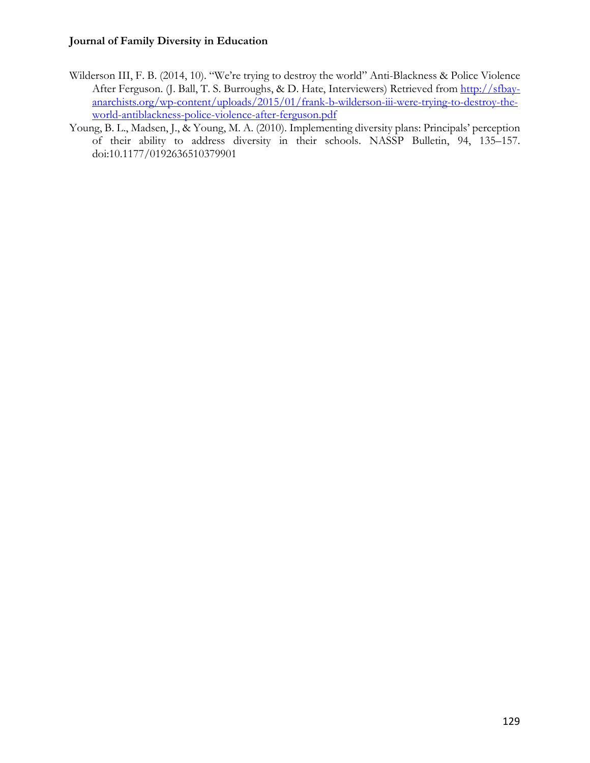Wilderson III, F. B. (2014, 10). "We're trying to destroy the world" Anti-Blackness & Police Violence After Ferguson. (J. Ball, T. S. Burroughs, & D. Hate, Interviewers) Retrieved from http://sfbay-anarchists.org/wp-content/uploads/2015/01/frank-b-wilderson-iii-were-trying-to-destroy-the-world-antiblackness-police-violence-after-ferguson.pdf

Young, B. L., Madsen, J., & Young, M. A. (2010). Implementing diversity plans: Principals' perception of their ability to address diversity in their schools. NASSP Bulletin, 94, 135–157. doi:10.1177/0192636510379901